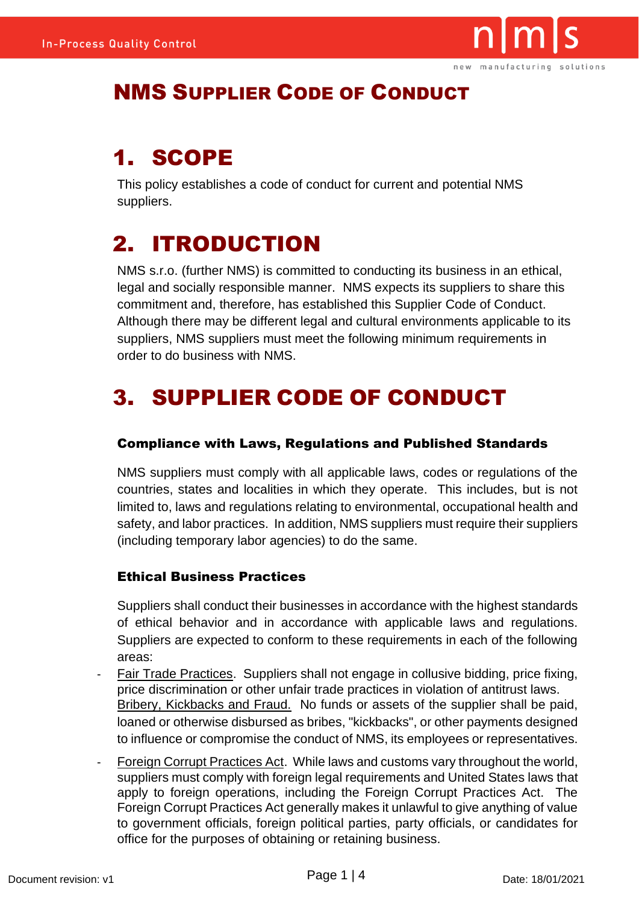# NMS Supplier Code of Conduct

## 1. SCOPE

This policy establishes a code of conduct for current and potential NMS suppliers.

## 2. ITRODUCTION

NMS s.r.o. (further NMS) is committed to conducting its business in an ethical, legal and socially responsible manner. NMS expects its suppliers to share this commitment and, therefore, has established this Supplier Code of Conduct. Although there may be different legal and cultural environments applicable to its suppliers, NMS suppliers must meet the following minimum requirements in order to do business with NMS.

## 3. SUPPLIER CODE OF CONDUCT

### Compliance with Laws, Regulations and Published Standards

NMS suppliers must comply with all applicable laws, codes or regulations of the countries, states and localities in which they operate. This includes, but is not limited to, laws and regulations relating to environmental, occupational health and safety, and labor practices. In addition, NMS suppliers must require their suppliers (including temporary labor agencies) to do the same.

### Ethical Business Practices

Suppliers shall conduct their businesses in accordance with the highest standards of ethical behavior and in accordance with applicable laws and regulations. Suppliers are expected to conform to these requirements in each of the following areas:

- Fair Trade Practices. Suppliers shall not engage in collusive bidding, price fixing, price discrimination or other unfair trade practices in violation of antitrust laws.
  Bribery, Kickbacks and Fraud. No funds or assets of the supplier shall be paid, loaned or otherwise disbursed as bribes, "kickbacks", or other payments designed to influence or compromise the conduct of NMS, its employees or representatives.
- Foreign Corrupt Practices Act. While laws and customs vary throughout the world, suppliers must comply with foreign legal requirements and United States laws that apply to foreign operations, including the Foreign Corrupt Practices Act. The Foreign Corrupt Practices Act generally makes it unlawful to give anything of value to government officials, foreign political parties, party officials, or candidates for office for the purposes of obtaining or retaining business.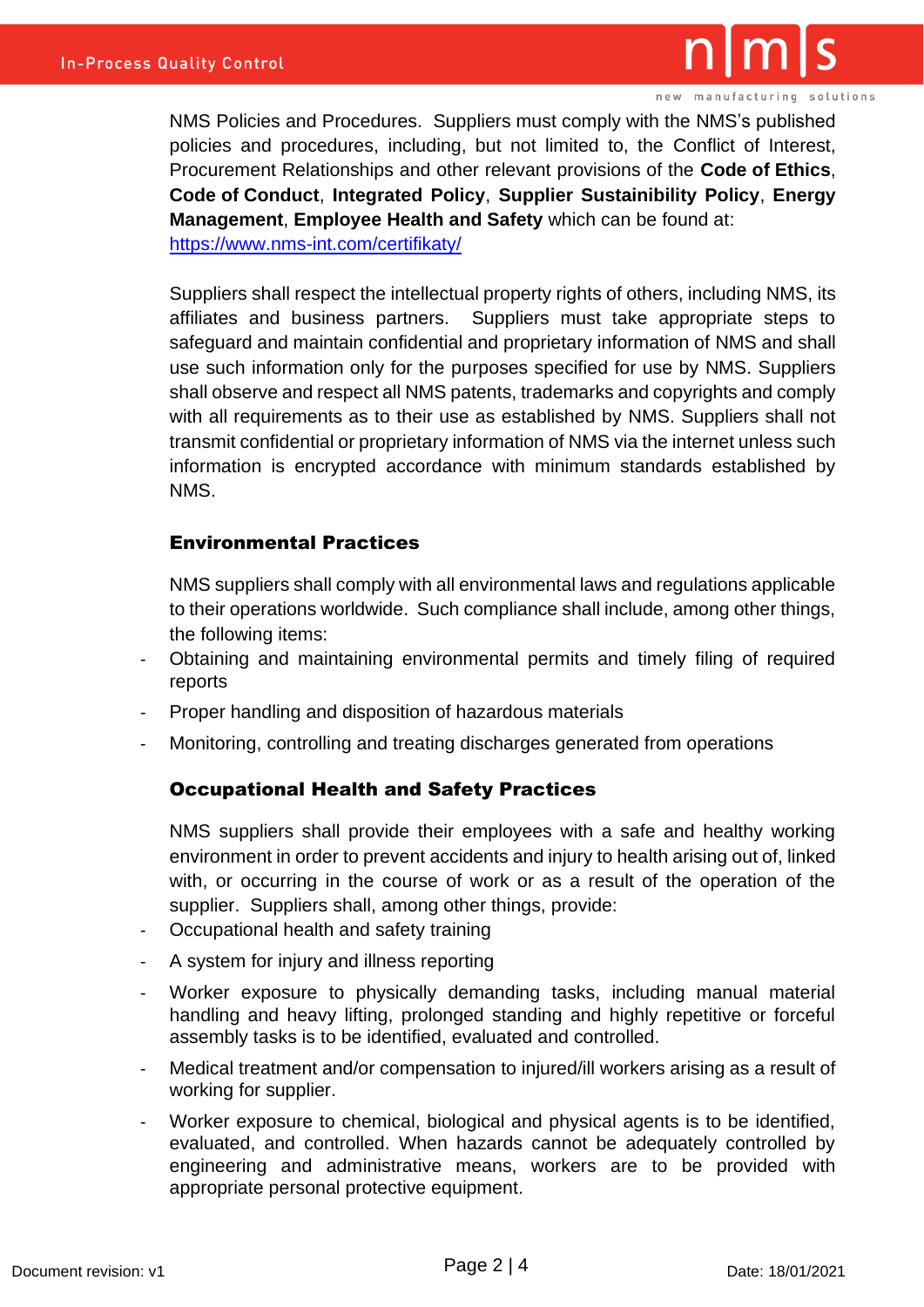NMS Policies and Procedures. Suppliers must comply with the NMS's published policies and procedures, including, but not limited to, the Conflict of Interest, Procurement Relationships and other relevant provisions of the **Code of Ethics**, **Code of Conduct**, **Integrated Policy**, **Supplier Sustainibility Policy**, **Energy Management**, **Employee Health and Safety** which can be found at: https://www.nms-int.com/certifikaty/

Suppliers shall respect the intellectual property rights of others, including NMS, its affiliates and business partners. Suppliers must take appropriate steps to safeguard and maintain confidential and proprietary information of NMS and shall use such information only for the purposes specified for use by NMS. Suppliers shall observe and respect all NMS patents, trademarks and copyrights and comply with all requirements as to their use as established by NMS. Suppliers shall not transmit confidential or proprietary information of NMS via the internet unless such information is encrypted accordance with minimum standards established by NMS.

## Environmental Practices

NMS suppliers shall comply with all environmental laws and regulations applicable to their operations worldwide. Such compliance shall include, among other things, the following items:

- Obtaining and maintaining environmental permits and timely filing of required reports
- Proper handling and disposition of hazardous materials
- Monitoring, controlling and treating discharges generated from operations

## Occupational Health and Safety Practices

NMS suppliers shall provide their employees with a safe and healthy working environment in order to prevent accidents and injury to health arising out of, linked with, or occurring in the course of work or as a result of the operation of the supplier. Suppliers shall, among other things, provide:

- Occupational health and safety training
- A system for injury and illness reporting
- Worker exposure to physically demanding tasks, including manual material handling and heavy lifting, prolonged standing and highly repetitive or forceful assembly tasks is to be identified, evaluated and controlled.
- Medical treatment and/or compensation to injured/ill workers arising as a result of working for supplier.
- Worker exposure to chemical, biological and physical agents is to be identified, evaluated, and controlled. When hazards cannot be adequately controlled by engineering and administrative means, workers are to be provided with appropriate personal protective equipment.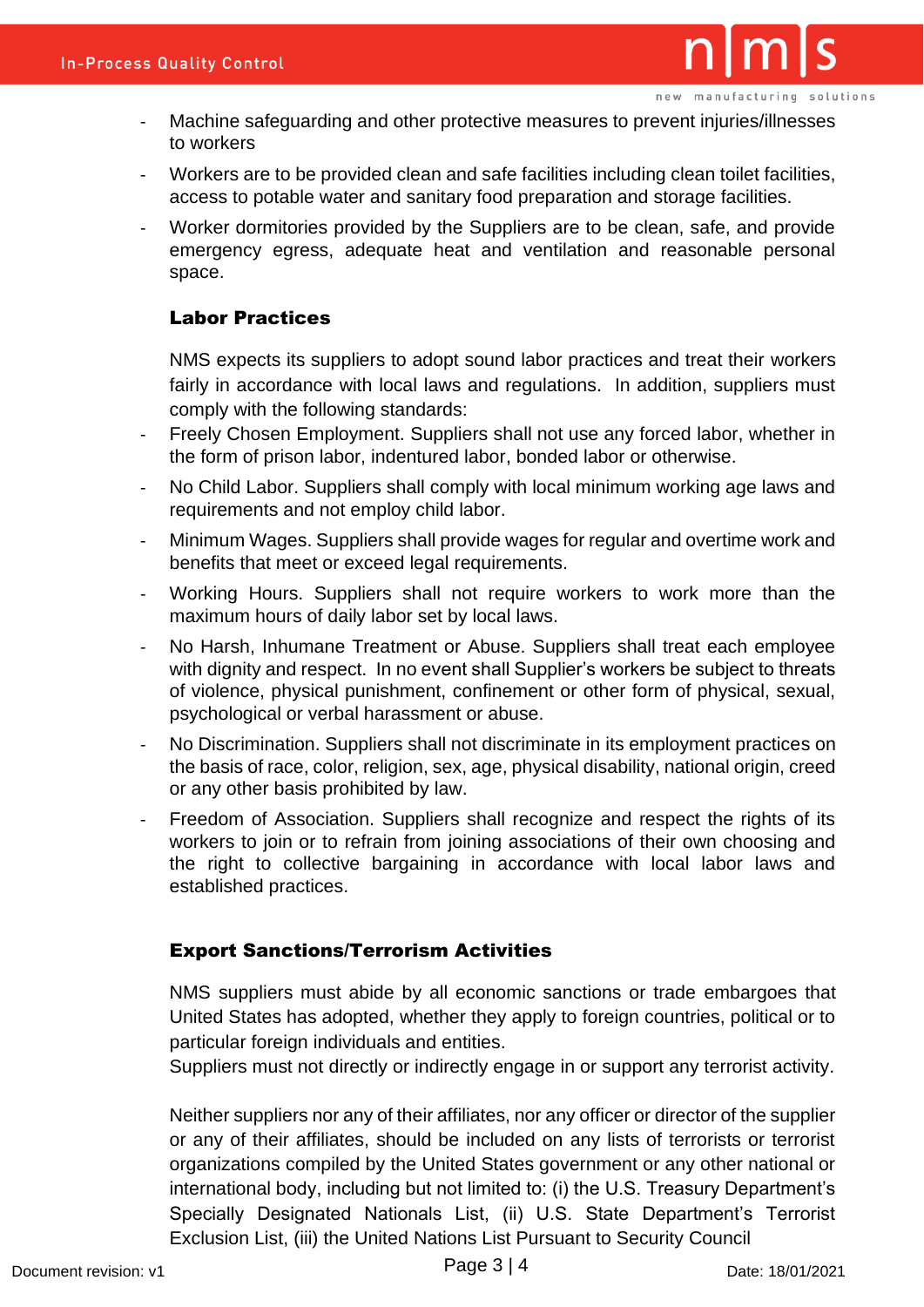- Machine safeguarding and other protective measures to prevent injuries/illnesses to workers
- Workers are to be provided clean and safe facilities including clean toilet facilities, access to potable water and sanitary food preparation and storage facilities.
- Worker dormitories provided by the Suppliers are to be clean, safe, and provide emergency egress, adequate heat and ventilation and reasonable personal space.

### Labor Practices

NMS expects its suppliers to adopt sound labor practices and treat their workers fairly in accordance with local laws and regulations. In addition, suppliers must comply with the following standards:

- Freely Chosen Employment. Suppliers shall not use any forced labor, whether in the form of prison labor, indentured labor, bonded labor or otherwise.
- No Child Labor. Suppliers shall comply with local minimum working age laws and requirements and not employ child labor.
- Minimum Wages. Suppliers shall provide wages for regular and overtime work and benefits that meet or exceed legal requirements.
- Working Hours. Suppliers shall not require workers to work more than the maximum hours of daily labor set by local laws.
- No Harsh, Inhumane Treatment or Abuse. Suppliers shall treat each employee with dignity and respect. In no event shall Supplier's workers be subject to threats of violence, physical punishment, confinement or other form of physical, sexual, psychological or verbal harassment or abuse.
- No Discrimination. Suppliers shall not discriminate in its employment practices on the basis of race, color, religion, sex, age, physical disability, national origin, creed or any other basis prohibited by law.
- Freedom of Association. Suppliers shall recognize and respect the rights of its workers to join or to refrain from joining associations of their own choosing and the right to collective bargaining in accordance with local labor laws and established practices.

### Export Sanctions/Terrorism Activities

NMS suppliers must abide by all economic sanctions or trade embargoes that United States has adopted, whether they apply to foreign countries, political or to particular foreign individuals and entities.
Suppliers must not directly or indirectly engage in or support any terrorist activity.

Neither suppliers nor any of their affiliates, nor any officer or director of the supplier or any of their affiliates, should be included on any lists of terrorists or terrorist organizations compiled by the United States government or any other national or international body, including but not limited to: (i) the U.S. Treasury Department's Specially Designated Nationals List, (ii) U.S. State Department's Terrorist Exclusion List, (iii) the United Nations List Pursuant to Security Council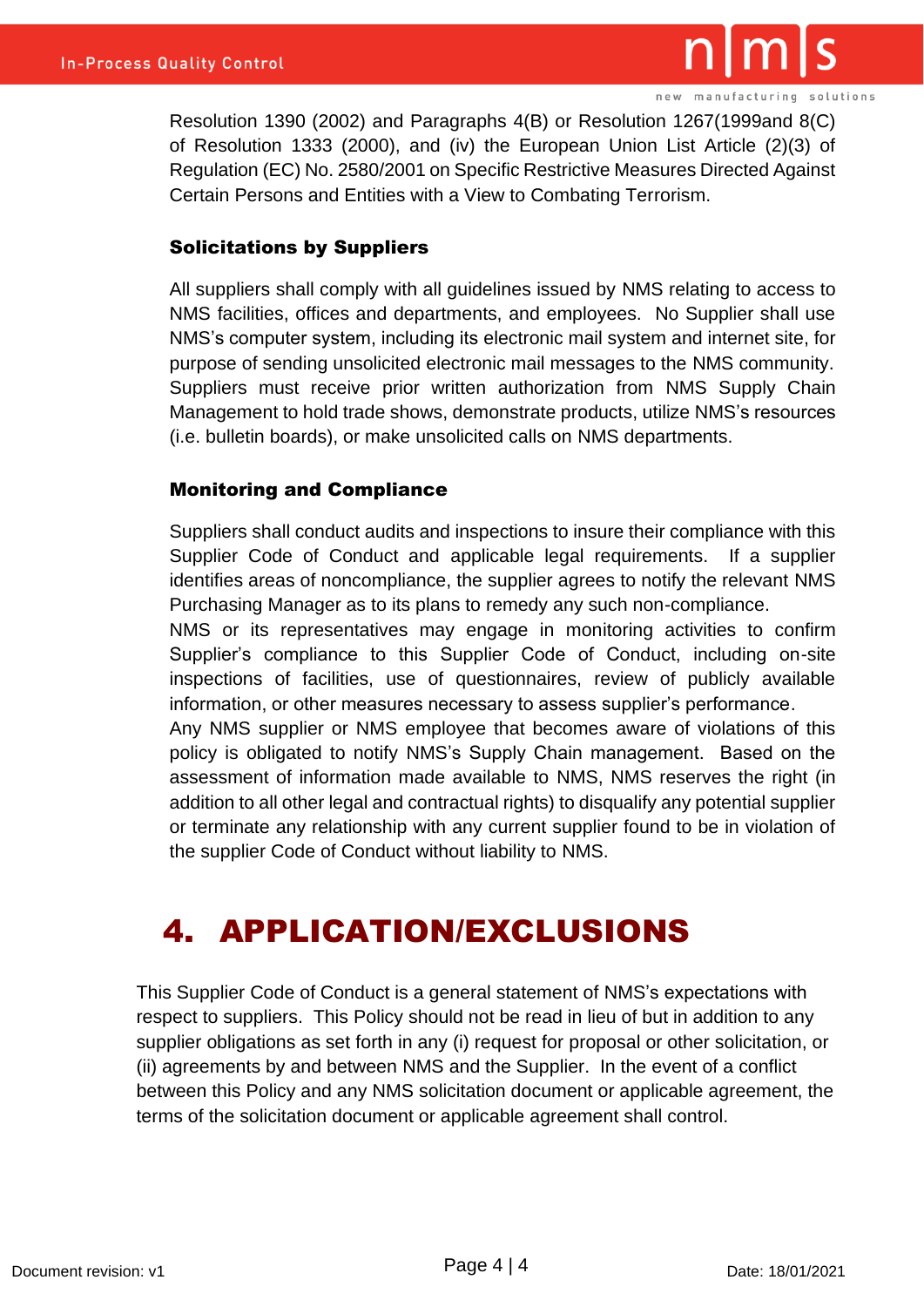Resolution 1390 (2002) and Paragraphs 4(B) or Resolution 1267(1999and 8(C) of Resolution 1333 (2000), and (iv) the European Union List Article (2)(3) of Regulation (EC) No. 2580/2001 on Specific Restrictive Measures Directed Against Certain Persons and Entities with a View to Combating Terrorism.

### Solicitations by Suppliers

All suppliers shall comply with all guidelines issued by NMS relating to access to NMS facilities, offices and departments, and employees. No Supplier shall use NMS's computer system, including its electronic mail system and internet site, for purpose of sending unsolicited electronic mail messages to the NMS community. Suppliers must receive prior written authorization from NMS Supply Chain Management to hold trade shows, demonstrate products, utilize NMS's resources (i.e. bulletin boards), or make unsolicited calls on NMS departments.

### Monitoring and Compliance

Suppliers shall conduct audits and inspections to insure their compliance with this Supplier Code of Conduct and applicable legal requirements. If a supplier identifies areas of noncompliance, the supplier agrees to notify the relevant NMS Purchasing Manager as to its plans to remedy any such non-compliance.
NMS or its representatives may engage in monitoring activities to confirm Supplier's compliance to this Supplier Code of Conduct, including on-site inspections of facilities, use of questionnaires, review of publicly available information, or other measures necessary to assess supplier's performance.
Any NMS supplier or NMS employee that becomes aware of violations of this policy is obligated to notify NMS's Supply Chain management. Based on the assessment of information made available to NMS, NMS reserves the right (in addition to all other legal and contractual rights) to disqualify any potential supplier or terminate any relationship with any current supplier found to be in violation of the supplier Code of Conduct without liability to NMS.

# 4. APPLICATION/EXCLUSIONS

This Supplier Code of Conduct is a general statement of NMS's expectations with respect to suppliers. This Policy should not be read in lieu of but in addition to any supplier obligations as set forth in any (i) request for proposal or other solicitation, or (ii) agreements by and between NMS and the Supplier. In the event of a conflict between this Policy and any NMS solicitation document or applicable agreement, the terms of the solicitation document or applicable agreement shall control.